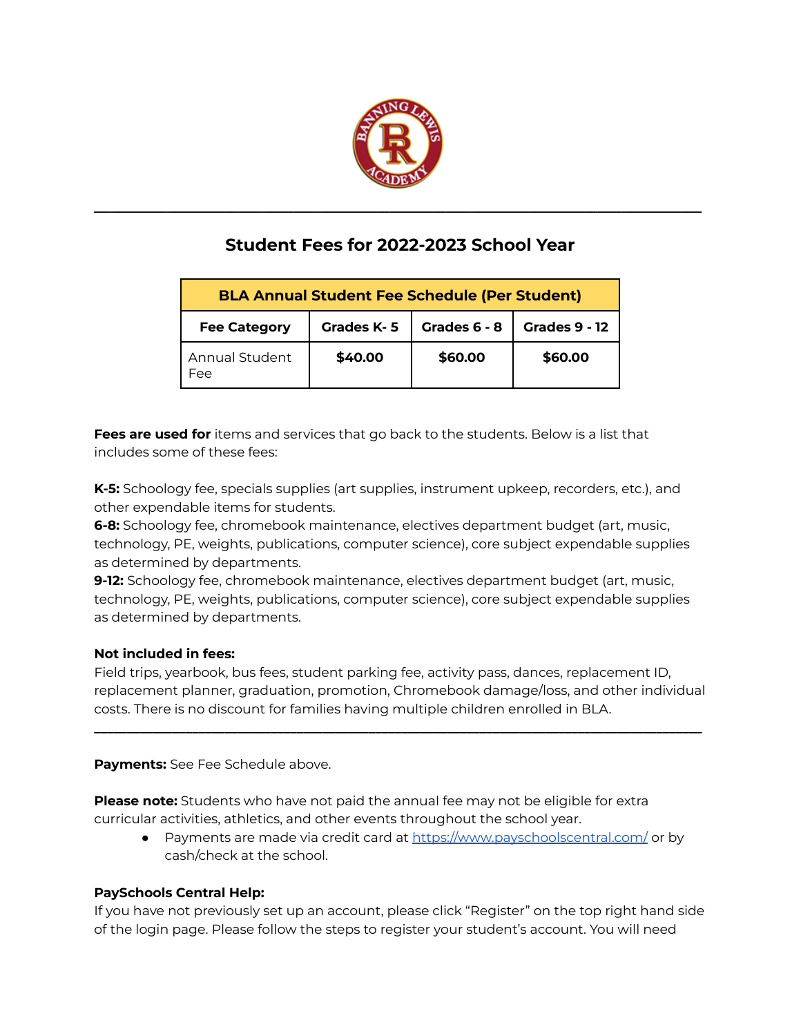## Student Fees for 2022-2023 School Year

| BLA Annual Student Fee Schedule (Per Student) | | | |
|---|---|---|---|
| **Fee Category** | **Grades K- 5** | **Grades 6 - 8** | **Grades 9 - 12** |
| Annual Student Fee | **$40.00** | **$60.00** | **$60.00** |

**Fees are used for** items and services that go back to the students. Below is a list that includes some of these fees:

**K-5:** Schoology fee, specials supplies (art supplies, instrument upkeep, recorders, etc.), and other expendable items for students.
**6-8:** Schoology fee, chromebook maintenance, electives department budget (art, music, technology, PE, weights, publications, computer science), core subject expendable supplies as determined by departments.
**9-12:** Schoology fee, chromebook maintenance, electives department budget (art, music, technology, PE, weights, publications, computer science), core subject expendable supplies as determined by departments.

**Not included in fees:**
Field trips, yearbook, bus fees, student parking fee, activity pass, dances, replacement ID, replacement planner, graduation, promotion, Chromebook damage/loss, and other individual costs. There is no discount for families having multiple children enrolled in BLA.

---

**Payments:** See Fee Schedule above.

**Please note:** Students who have not paid the annual fee may not be eligible for extra curricular activities, athletics, and other events throughout the school year.

- Payments are made via credit card at https://www.payschoolscentral.com/ or by cash/check at the school.

**PaySchools Central Help:**
If you have not previously set up an account, please click "Register" on the top right hand side of the login page. Please follow the steps to register your student's account. You will need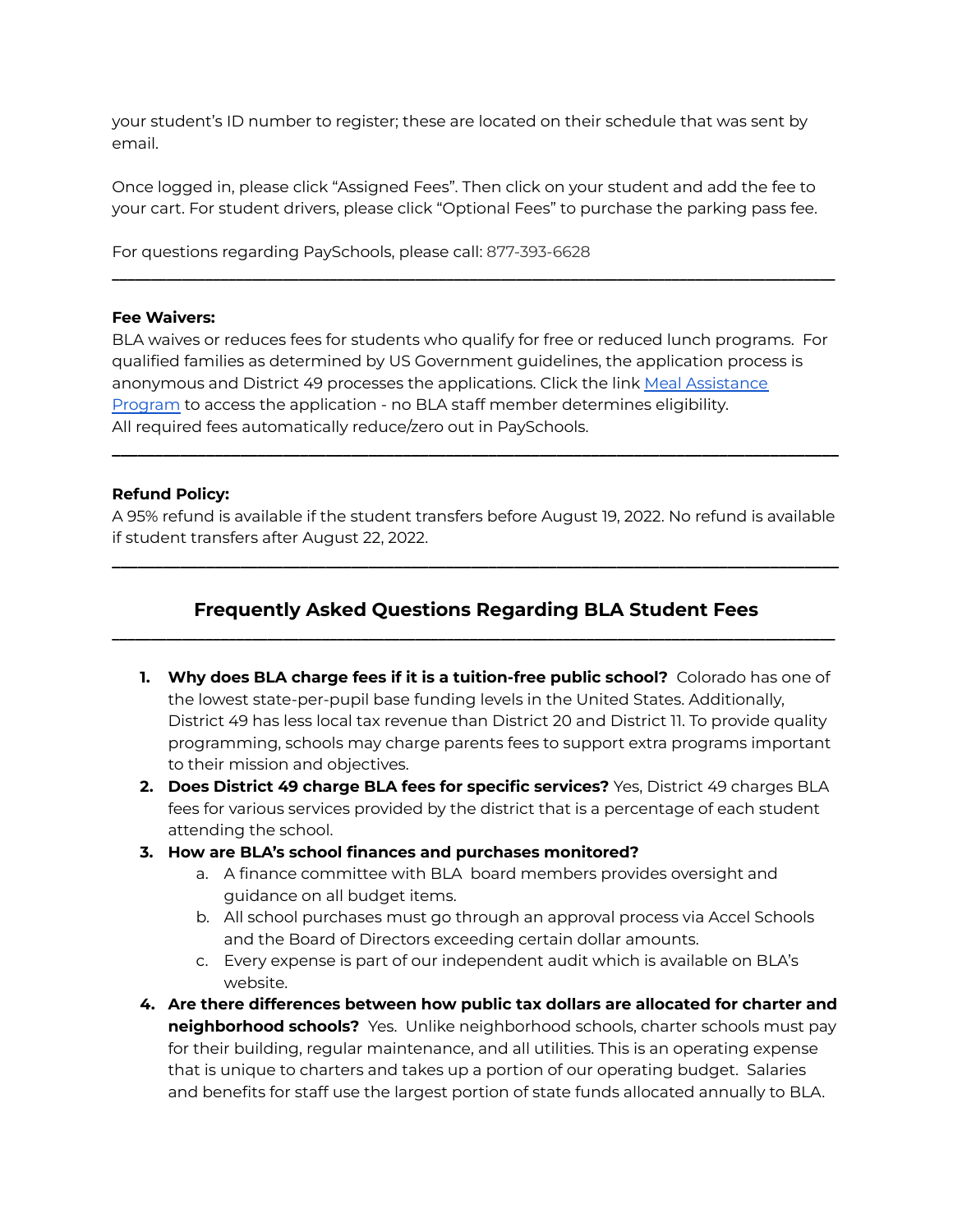your student's ID number to register; these are located on their schedule that was sent by email.

Once logged in, please click "Assigned Fees". Then click on your student and add the fee to your cart. For student drivers, please click "Optional Fees" to purchase the parking pass fee.

For questions regarding PaySchools, please call: 877-393-6628

---

**Fee Waivers:**
BLA waives or reduces fees for students who qualify for free or reduced lunch programs. For qualified families as determined by US Government guidelines, the application process is anonymous and District 49 processes the applications. Click the link [Meal Assistance Program] to access the application - no BLA staff member determines eligibility.
All required fees automatically reduce/zero out in PaySchools.

---

**Refund Policy:**
A 95% refund is available if the student transfers before August 19, 2022. No refund is available if student transfers after August 22, 2022.

---

## Frequently Asked Questions Regarding BLA Student Fees

---

1. **Why does BLA charge fees if it is a tuition-free public school?** Colorado has one of the lowest state-per-pupil base funding levels in the United States. Additionally, District 49 has less local tax revenue than District 20 and District 11. To provide quality programming, schools may charge parents fees to support extra programs important to their mission and objectives.
2. **Does District 49 charge BLA fees for specific services?** Yes, District 49 charges BLA fees for various services provided by the district that is a percentage of each student attending the school.
3. **How are BLA's school finances and purchases monitored?**
   a. A finance committee with BLA board members provides oversight and guidance on all budget items.
   b. All school purchases must go through an approval process via Accel Schools and the Board of Directors exceeding certain dollar amounts.
   c. Every expense is part of our independent audit which is available on BLA's website.
4. **Are there differences between how public tax dollars are allocated for charter and neighborhood schools?** Yes. Unlike neighborhood schools, charter schools must pay for their building, regular maintenance, and all utilities. This is an operating expense that is unique to charters and takes up a portion of our operating budget. Salaries and benefits for staff use the largest portion of state funds allocated annually to BLA.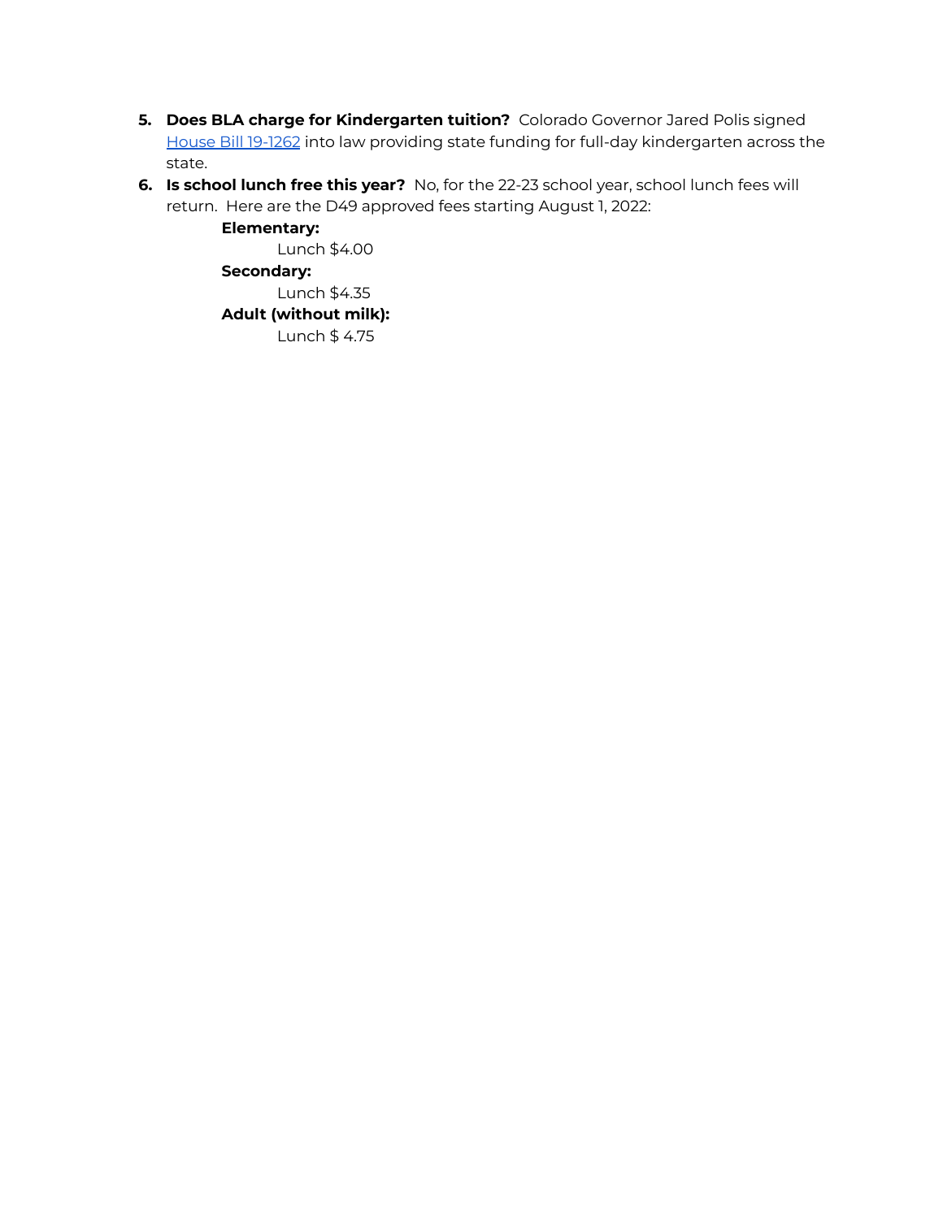5. **Does BLA charge for Kindergarten tuition?** Colorado Governor Jared Polis signed House Bill 19-1262 into law providing state funding for full-day kindergarten across the state.
6. **Is school lunch free this year?** No, for the 22-23 school year, school lunch fees will return. Here are the D49 approved fees starting August 1, 2022:
   - **Elementary:**
     - Lunch $4.00
   - **Secondary:**
     - Lunch $4.35
   - **Adult (without milk):**
     - Lunch $ 4.75